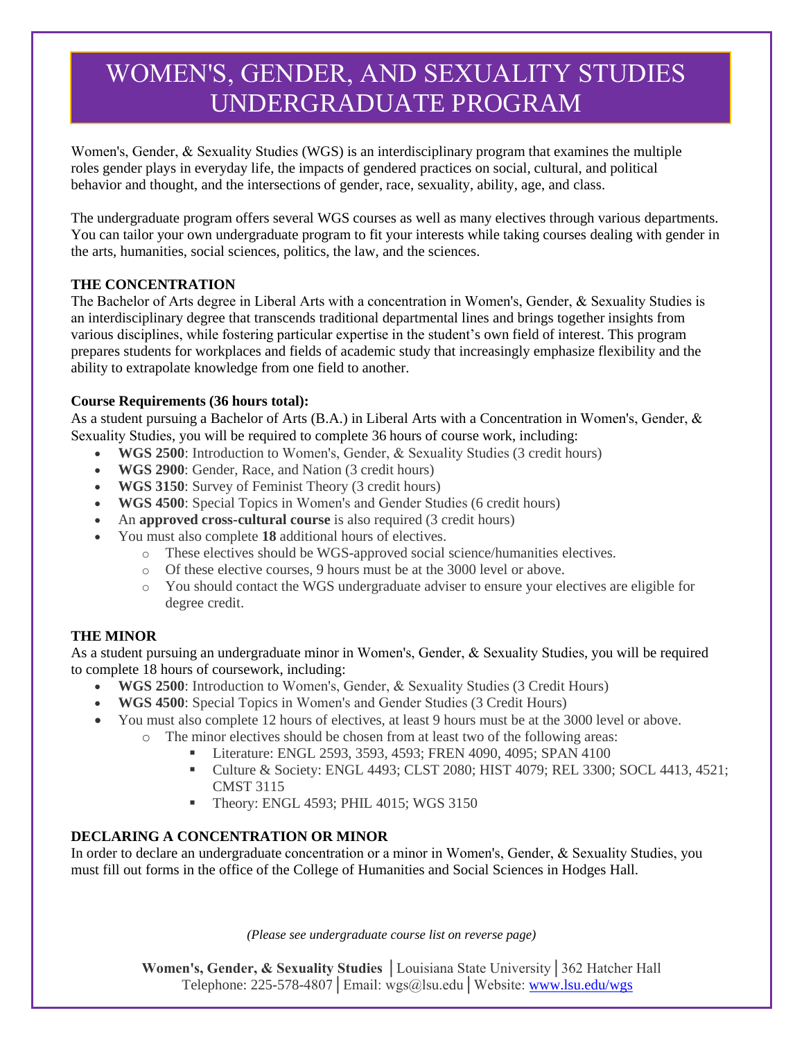# WOMEN'S, GENDER, AND SEXUALITY STUDIES UNDERGRADUATE PROGRAM

Women's, Gender, & Sexuality Studies (WGS) is an interdisciplinary program that examines the multiple roles gender plays in everyday life, the impacts of gendered practices on social, cultural, and political behavior and thought, and the intersections of gender, race, sexuality, ability, age, and class.

The undergraduate program offers several WGS courses as well as many electives through various departments. You can tailor your own undergraduate program to fit your interests while taking courses dealing with gender in the arts, humanities, social sciences, politics, the law, and the sciences.

## THE CONCENTRATION

The Bachelor of Arts degree in Liberal Arts with a concentration in Women's, Gender, & Sexuality Studies is an interdisciplinary degree that transcends traditional departmental lines and brings together insights from various disciplines, while fostering particular expertise in the student's own field of interest. This program prepares students for workplaces and fields of academic study that increasingly emphasize flexibility and the ability to extrapolate knowledge from one field to another.

**Course Requirements (36 hours total):**

As a student pursuing a Bachelor of Arts (B.A.) in Liberal Arts with a Concentration in Women's, Gender, & Sexuality Studies, you will be required to complete 36 hours of course work, including:

- **WGS 2500**: Introduction to Women's, Gender, & Sexuality Studies (3 credit hours)
- **WGS 2900**: Gender, Race, and Nation (3 credit hours)
- **WGS 3150**: Survey of Feminist Theory (3 credit hours)
- **WGS 4500**: Special Topics in Women's and Gender Studies (6 credit hours)
- An **approved cross-cultural course** is also required (3 credit hours)
- You must also complete **18** additional hours of electives.
  - These electives should be WGS-approved social science/humanities electives.
  - Of these elective courses, 9 hours must be at the 3000 level or above.
  - You should contact the WGS undergraduate adviser to ensure your electives are eligible for degree credit.

## THE MINOR

As a student pursuing an undergraduate minor in Women's, Gender, & Sexuality Studies, you will be required to complete 18 hours of coursework, including:

- **WGS 2500**: Introduction to Women's, Gender, & Sexuality Studies (3 Credit Hours)
- **WGS 4500**: Special Topics in Women's and Gender Studies (3 Credit Hours)
- You must also complete 12 hours of electives, at least 9 hours must be at the 3000 level or above.
  - The minor electives should be chosen from at least two of the following areas:
    - Literature: ENGL 2593, 3593, 4593; FREN 4090, 4095; SPAN 4100
    - Culture & Society: ENGL 4493; CLST 2080; HIST 4079; REL 3300; SOCL 4413, 4521; CMST 3115
    - Theory: ENGL 4593; PHIL 4015; WGS 3150

## DECLARING A CONCENTRATION OR MINOR

In order to declare an undergraduate concentration or a minor in Women's, Gender, & Sexuality Studies, you must fill out forms in the office of the College of Humanities and Social Sciences in Hodges Hall.

*(Please see undergraduate course list on reverse page)*

**Women's, Gender, & Sexuality Studies** | Louisiana State University | 362 Hatcher Hall
Telephone: 225-578-4807 | Email: wgs@lsu.edu | Website: www.lsu.edu/wgs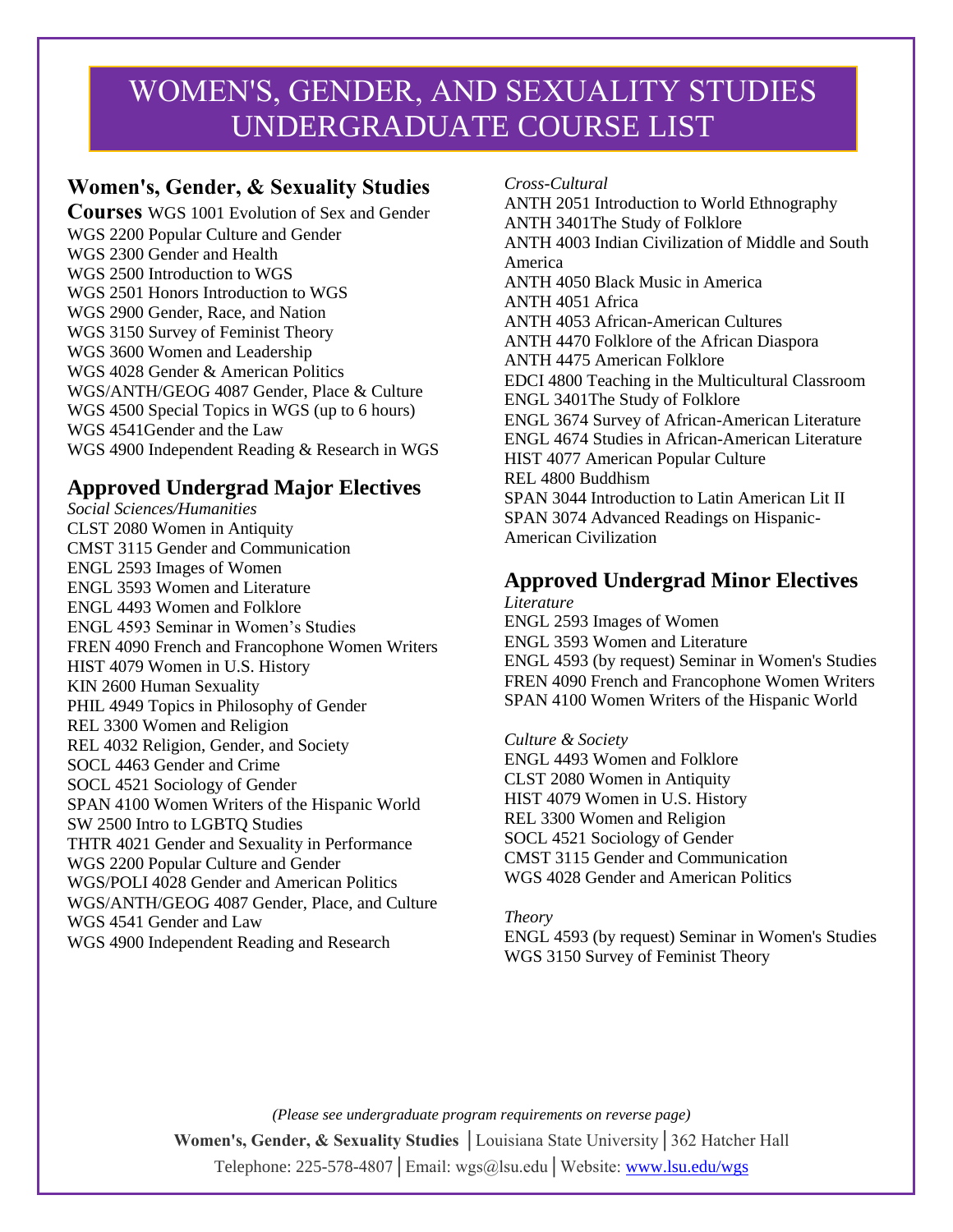# WOMEN'S, GENDER, AND SEXUALITY STUDIES UNDERGRADUATE COURSE LIST

## Women's, Gender, & Sexuality Studies Courses

WGS 1001 Evolution of Sex and Gender
WGS 2200 Popular Culture and Gender
WGS 2300 Gender and Health
WGS 2500 Introduction to WGS
WGS 2501 Honors Introduction to WGS
WGS 2900 Gender, Race, and Nation
WGS 3150 Survey of Feminist Theory
WGS 3600 Women and Leadership
WGS 4028 Gender & American Politics
WGS/ANTH/GEOG 4087 Gender, Place & Culture
WGS 4500 Special Topics in WGS (up to 6 hours)
WGS 4541Gender and the Law
WGS 4900 Independent Reading & Research in WGS

## Approved Undergrad Major Electives

*Social Sciences/Humanities*

CLST 2080 Women in Antiquity
CMST 3115 Gender and Communication
ENGL 2593 Images of Women
ENGL 3593 Women and Literature
ENGL 4493 Women and Folklore
ENGL 4593 Seminar in Women's Studies
FREN 4090 French and Francophone Women Writers
HIST 4079 Women in U.S. History
KIN 2600 Human Sexuality
PHIL 4949 Topics in Philosophy of Gender
REL 3300 Women and Religion
REL 4032 Religion, Gender, and Society
SOCL 4463 Gender and Crime
SOCL 4521 Sociology of Gender
SPAN 4100 Women Writers of the Hispanic World
SW 2500 Intro to LGBTQ Studies
THTR 4021 Gender and Sexuality in Performance
WGS 2200 Popular Culture and Gender
WGS/POLI 4028 Gender and American Politics
WGS/ANTH/GEOG 4087 Gender, Place, and Culture
WGS 4541 Gender and Law
WGS 4900 Independent Reading and Research

*Cross-Cultural*

ANTH 2051 Introduction to World Ethnography
ANTH 3401The Study of Folklore
ANTH 4003 Indian Civilization of Middle and South America
ANTH 4050 Black Music in America
ANTH 4051 Africa
ANTH 4053 African-American Cultures
ANTH 4470 Folklore of the African Diaspora
ANTH 4475 American Folklore
EDCI 4800 Teaching in the Multicultural Classroom
ENGL 3401The Study of Folklore
ENGL 3674 Survey of African-American Literature
ENGL 4674 Studies in African-American Literature
HIST 4077 American Popular Culture
REL 4800 Buddhism
SPAN 3044 Introduction to Latin American Lit II
SPAN 3074 Advanced Readings on Hispanic-American Civilization

## Approved Undergrad Minor Electives

*Literature*

ENGL 2593 Images of Women
ENGL 3593 Women and Literature
ENGL 4593 (by request) Seminar in Women's Studies
FREN 4090 French and Francophone Women Writers
SPAN 4100 Women Writers of the Hispanic World

*Culture & Society*

ENGL 4493 Women and Folklore
CLST 2080 Women in Antiquity
HIST 4079 Women in U.S. History
REL 3300 Women and Religion
SOCL 4521 Sociology of Gender
CMST 3115 Gender and Communication
WGS 4028 Gender and American Politics

*Theory*

ENGL 4593 (by request) Seminar in Women's Studies
WGS 3150 Survey of Feminist Theory

*(Please see undergraduate program requirements on reverse page)*

**Women's, Gender, & Sexuality Studies** | Louisiana State University | 362 Hatcher Hall
Telephone: 225-578-4807 | Email: wgs@lsu.edu | Website: www.lsu.edu/wgs